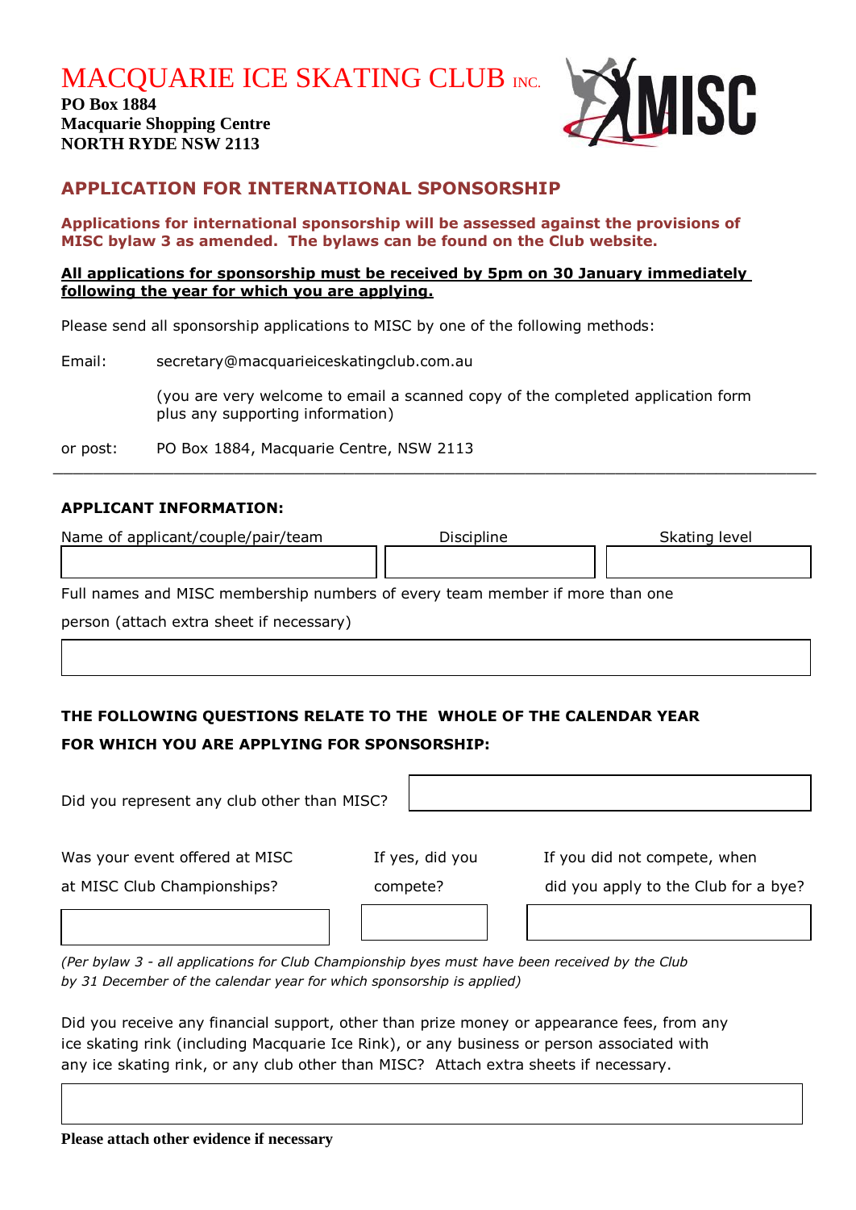# MACQUARIE ICE SKATING CLUB INC.

**PO Box 1884**
**Macquarie Shopping Centre**
**NORTH RYDE NSW 2113**

## APPLICATION FOR INTERNATIONAL SPONSORSHIP

**Applications for international sponsorship will be assessed against the provisions of MISC bylaw 3 as amended. The bylaws can be found on the Club website.**

**All applications for sponsorship must be received by 5pm on 30 January immediately following the year for which you are applying.**

Please send all sponsorship applications to MISC by one of the following methods:

Email: secretary@macquarieiceskatingclub.com.au

(you are very welcome to email a scanned copy of the completed application form plus any supporting information)

or post: PO Box 1884, Macquarie Centre, NSW 2113

---

**APPLICANT INFORMATION:**

| Name of applicant/couple/pair/team | Discipline | Skating level |
|---|---|---|
| | | |

Full names and MISC membership numbers of every team member if more than one person (attach extra sheet if necessary)

| |
|---|
| |

**THE FOLLOWING QUESTIONS RELATE TO THE WHOLE OF THE CALENDAR YEAR FOR WHICH YOU ARE APPLYING FOR SPONSORSHIP:**

| Did you represent any club other than MISC? | |
|---|---|

| Was your event offered at MISC at MISC Club Championships? | If yes, did you compete? | If you did not compete, when did you apply to the Club for a bye? |
|---|---|---|
| | | |

*(Per bylaw 3 - all applications for Club Championship byes must have been received by the Club by 31 December of the calendar year for which sponsorship is applied)*

Did you receive any financial support, other than prize money or appearance fees, from any ice skating rink (including Macquarie Ice Rink), or any business or person associated with any ice skating rink, or any club other than MISC? Attach extra sheets if necessary.

| |
|---|
| |

**Please attach other evidence if necessary**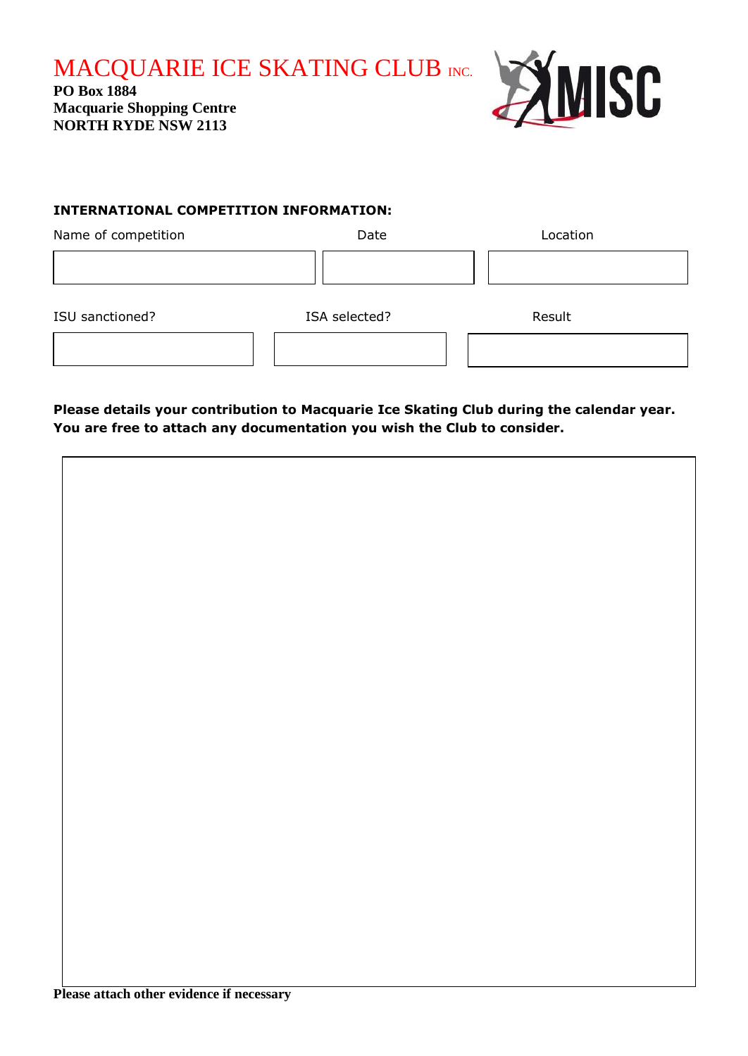# MACQUARIE ICE SKATING CLUB INC.

**PO Box 1884**
**Macquarie Shopping Centre**
**NORTH RYDE NSW 2113**

MISC

**INTERNATIONAL COMPETITION INFORMATION:**

| Name of competition | Date | Location |
| --- | --- | --- |
| | | |

| ISU sanctioned? | ISA selected? | Result |
| --- | --- | --- |
| | | |

**Please details your contribution to Macquarie Ice Skating Club during the calendar year. You are free to attach any documentation you wish the Club to consider.**

**Please attach other evidence if necessary**